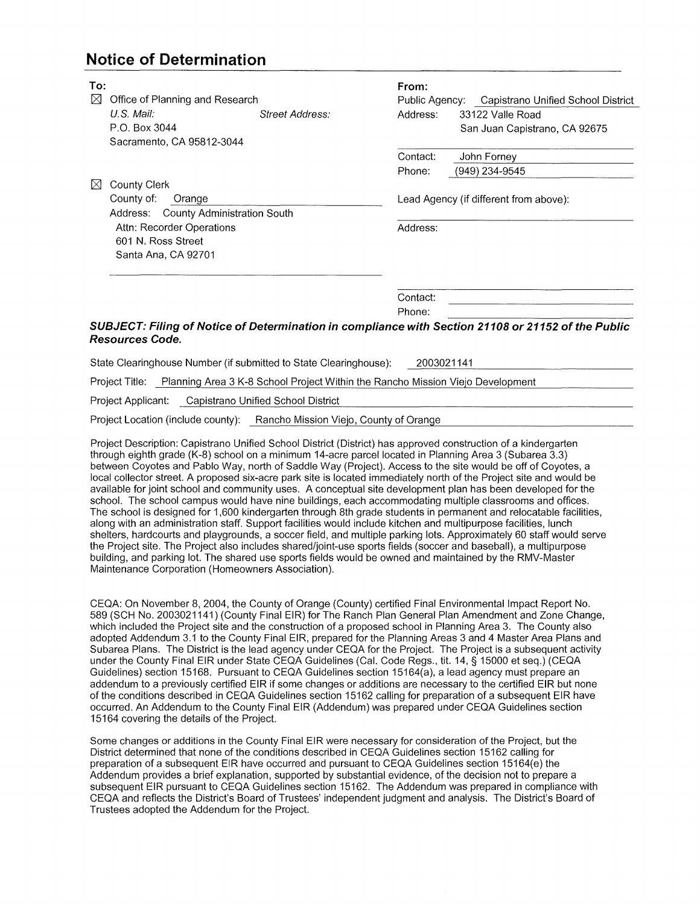# Notice of Determination

**To:**

☒ Office of Planning and Research

*U.S. Mail:*
P.O. Box 3044
Sacramento, CA 95812-3044

*Street Address:*

☒ County Clerk
County of: Orange
Address: County Administration South
Attn: Recorder Operations
601 N. Ross Street
Santa Ana, CA 92701

**From:**

Public Agency: Capistrano Unified School District
Address: 33122 Valle Road
San Juan Capistrano, CA 92675

Contact: John Forney
Phone: (949) 234-9545

Lead Agency (if different from above):

Address:

Contact:
Phone:

***SUBJECT: Filing of Notice of Determination in compliance with Section 21108 or 21152 of the Public Resources Code.***

State Clearinghouse Number (if submitted to State Clearinghouse): 2003021141

Project Title: Planning Area 3 K-8 School Project Within the Rancho Mission Viejo Development

Project Applicant: Capistrano Unified School District

Project Location (include county): Rancho Mission Viejo, County of Orange

Project Description: Capistrano Unified School District (District) has approved construction of a kindergarten through eighth grade (K-8) school on a minimum 14-acre parcel located in Planning Area 3 (Subarea 3.3) between Coyotes and Pablo Way, north of Saddle Way (Project). Access to the site would be off of Coyotes, a local collector street. A proposed six-acre park site is located immediately north of the Project site and would be available for joint school and community uses. A conceptual site development plan has been developed for the school. The school campus would have nine buildings, each accommodating multiple classrooms and offices. The school is designed for 1,600 kindergarten through 8th grade students in permanent and relocatable facilities, along with an administration staff. Support facilities would include kitchen and multipurpose facilities, lunch shelters, hardcourts and playgrounds, a soccer field, and multiple parking lots. Approximately 60 staff would serve the Project site. The Project also includes shared/joint-use sports fields (soccer and baseball), a multipurpose building, and parking lot. The shared use sports fields would be owned and maintained by the RMV-Master Maintenance Corporation (Homeowners Association).

CEQA: On November 8, 2004, the County of Orange (County) certified Final Environmental Impact Report No. 589 (SCH No. 2003021141) (County Final EIR) for The Ranch Plan General Plan Amendment and Zone Change, which included the Project site and the construction of a proposed school in Planning Area 3. The County also adopted Addendum 3.1 to the County Final EIR, prepared for the Planning Areas 3 and 4 Master Area Plans and Subarea Plans. The District is the lead agency under CEQA for the Project. The Project is a subsequent activity under the County Final EIR under State CEQA Guidelines (Cal. Code Regs., tit. 14, § 15000 et seq.) (CEQA Guidelines) section 15168. Pursuant to CEQA Guidelines section 15164(a), a lead agency must prepare an addendum to a previously certified EIR if some changes or additions are necessary to the certified EIR but none of the conditions described in CEQA Guidelines section 15162 calling for preparation of a subsequent EIR have occurred. An Addendum to the County Final EIR (Addendum) was prepared under CEQA Guidelines section 15164 covering the details of the Project.

Some changes or additions in the County Final EIR were necessary for consideration of the Project, but the District determined that none of the conditions described in CEQA Guidelines section 15162 calling for preparation of a subsequent EIR have occurred and pursuant to CEQA Guidelines section 15164(e) the Addendum provides a brief explanation, supported by substantial evidence, of the decision not to prepare a subsequent EIR pursuant to CEQA Guidelines section 15162. The Addendum was prepared in compliance with CEQA and reflects the District's Board of Trustees' independent judgment and analysis. The District's Board of Trustees adopted the Addendum for the Project.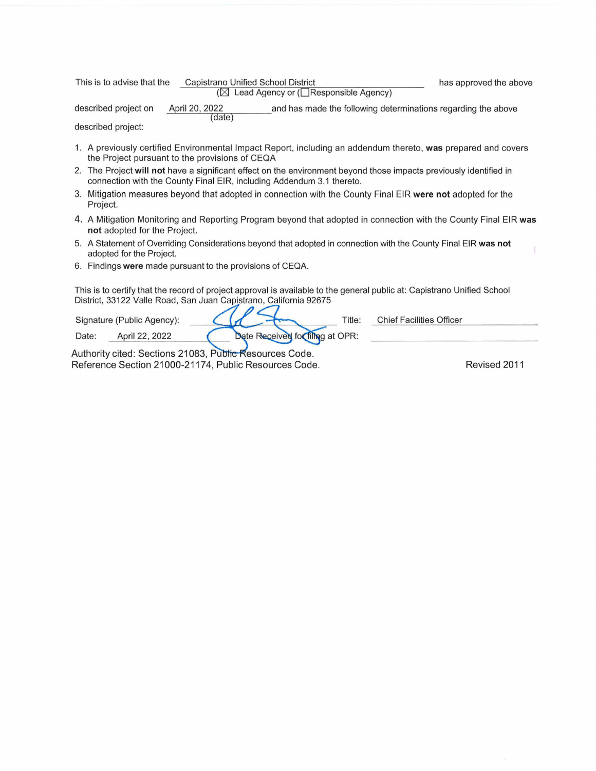This is to advise that the Capistrano Unified School District has approved the above
(☒ Lead Agency or (☐Responsible Agency)

described project on April 20, 2022 (date) and has made the following determinations regarding the above described project:

1. A previously certified Environmental Impact Report, including an addendum thereto, **was** prepared and covers the Project pursuant to the provisions of CEQA
2. The Project **will not** have a significant effect on the environment beyond those impacts previously identified in connection with the County Final EIR, including Addendum 3.1 thereto.
3. Mitigation measures beyond that adopted in connection with the County Final EIR **were not** adopted for the Project.
4. A Mitigation Monitoring and Reporting Program beyond that adopted in connection with the County Final EIR **was not** adopted for the Project.
5. A Statement of Overriding Considerations beyond that adopted in connection with the County Final EIR **was not** adopted for the Project.
6. Findings **were** made pursuant to the provisions of CEQA.

This is to certify that the record of project approval is available to the general public at: Capistrano Unified School District, 33122 Valle Road, San Juan Capistrano, California 92675

Signature (Public Agency): [signature] Title: Chief Facilities Officer

Date: April 22, 2022 Date Received for filing at OPR: ____________

Authority cited: Sections 21083, Public Resources Code.
Reference Section 21000-21174, Public Resources Code.

Revised 2011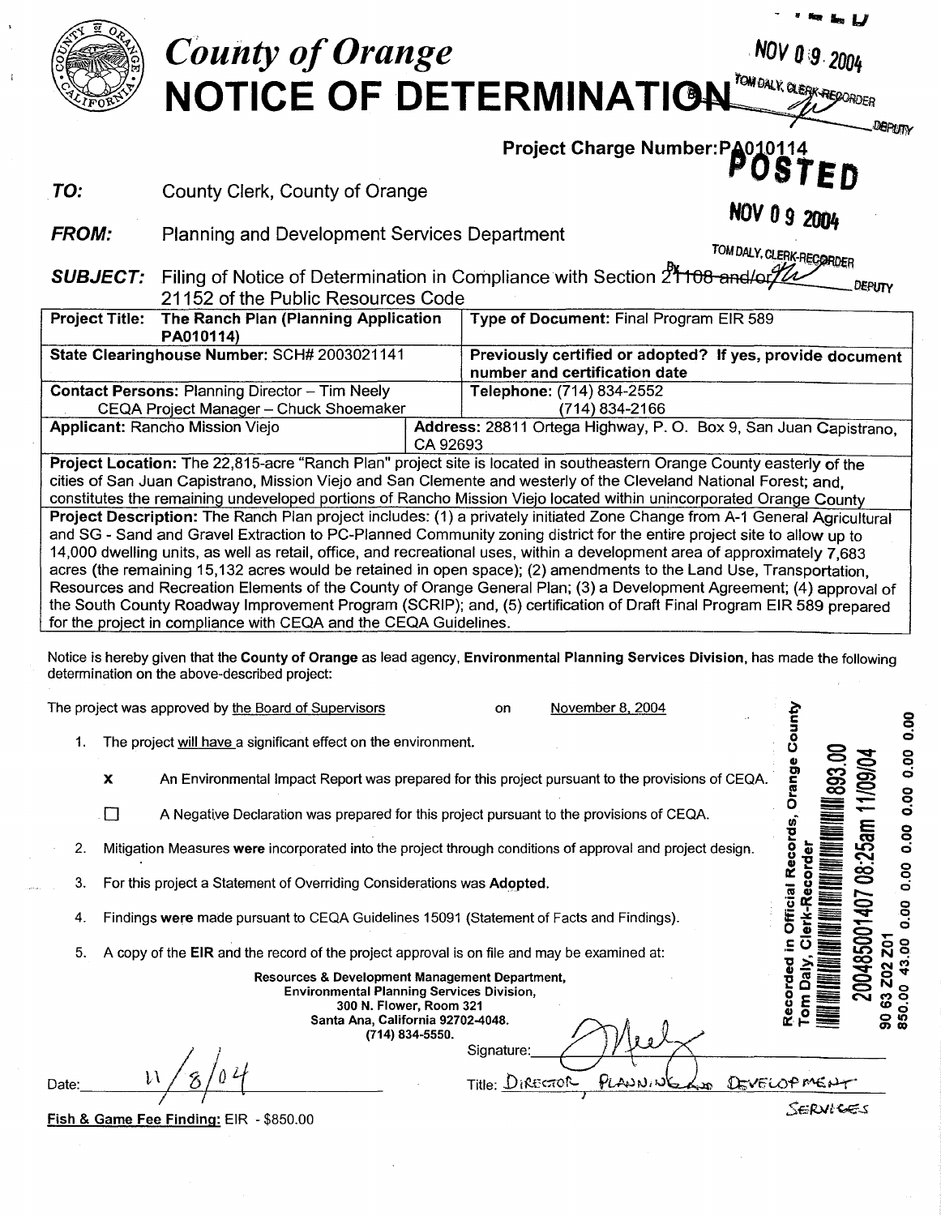# County of Orange
# NOTICE OF DETERMINATION

NOV 09 2004
TOM DALY, CLERK-RECORDER
DEPUTY

**Project Charge Number: PA010114**

**POSTED**
NOV 09 2004
TOM DALY, CLERK-RECORDER
DEPUTY

***TO:*** County Clerk, County of Orange

***FROM:*** Planning and Development Services Department

***SUBJECT:*** Filing of Notice of Determination in Compliance with Section ~~21108 and/or~~ 21152 of the Public Resources Code

| **Project Title: The Ranch Plan (Planning Application PA010114)** | **Type of Document:** Final Program EIR 589 |
|---|---|
| **State Clearinghouse Number:** SCH# 2003021141 | **Previously certified or adopted? If yes, provide document number and certification date** |
| **Contact Persons:** Planning Director – Tim Neely<br>CEQA Project Manager – Chuck Shoemaker | **Telephone:** (714) 834-2552<br>(714) 834-2166 |
| **Applicant:** Rancho Mission Viejo | **Address:** 28811 Ortega Highway, P. O. Box 9, San Juan Capistrano, CA 92693 |

**Project Location:** The 22,815-acre "Ranch Plan" project site is located in southeastern Orange County easterly of the cities of San Juan Capistrano, Mission Viejo and San Clemente and westerly of the Cleveland National Forest; and, constitutes the remaining undeveloped portions of Rancho Mission Viejo located within unincorporated Orange County

**Project Description:** The Ranch Plan project includes: (1) a privately initiated Zone Change from A-1 General Agricultural and SG - Sand and Gravel Extraction to PC-Planned Community zoning district for the entire project site to allow up to 14,000 dwelling units, as well as retail, office, and recreational uses, within a development area of approximately 7,683 acres (the remaining 15,132 acres would be retained in open space); (2) amendments to the Land Use, Transportation, Resources and Recreation Elements of the County of Orange General Plan; (3) a Development Agreement; (4) approval of the South County Roadway Improvement Program (SCRIP); and, (5) certification of Draft Final Program EIR 589 prepared for the project in compliance with CEQA and the CEQA Guidelines.

Notice is hereby given that the **County of Orange** as lead agency, **Environmental Planning Services Division**, has made the following determination on the above-described project:

The project was approved by the Board of Supervisors on November 8, 2004

1. The project will have a significant effect on the environment.

   **X** An Environmental Impact Report was prepared for this project pursuant to the provisions of CEQA.

   ☐ A Negative Declaration was prepared for this project pursuant to the provisions of CEQA.

2. Mitigation Measures **were** incorporated into the project through conditions of approval and project design.

3. For this project a Statement of Overriding Considerations was **Adopted.**

4. Findings **were** made pursuant to CEQA Guidelines 15091 (Statement of Facts and Findings).

5. A copy of the **EIR** and the record of the project approval is on file and may be examined at:

**Resources & Development Management Department,**
**Environmental Planning Services Division,**
**300 N. Flower, Room 321**
**Santa Ana, California 92702-4048.**
**(714) 834-5550.**

Recorded in Official Records, Orange County
Tom Daly, Clerk-Recorder
20048500140 7 08:25am 11/09/04
893.00
90 63 Z02 Z01
850.00 43.00 0.00 0.00 0.00 0.00 0.00 0.00

Date: 11/8/04

Signature: [signature]

Title: Director, Planning and Development Services

**Fish & Game Fee Finding:** EIR - $850.00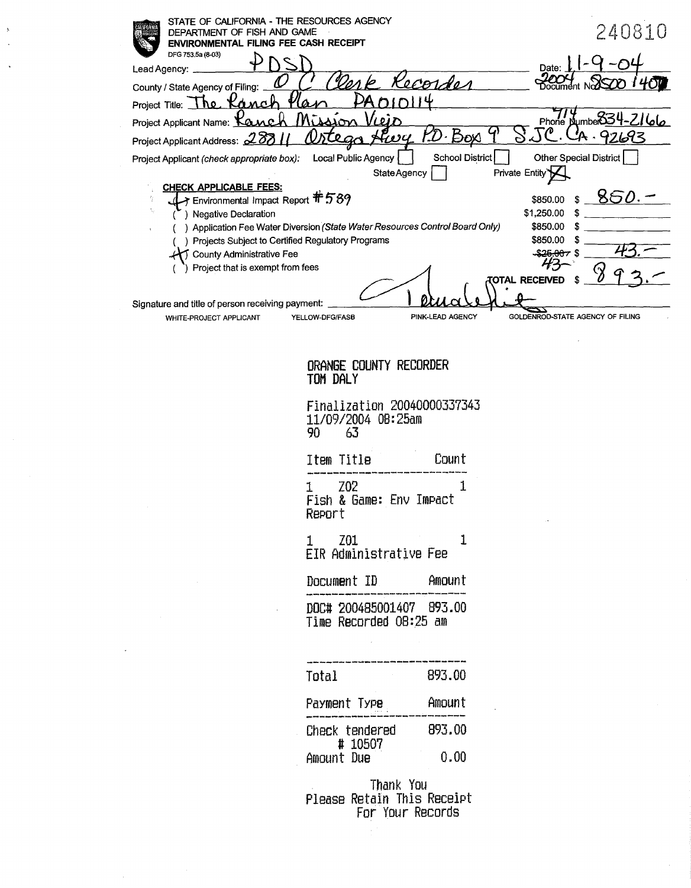STATE OF CALIFORNIA - THE RESOURCES AGENCY
DEPARTMENT OF FISH AND GAME
**ENVIRONMENTAL FILING FEE CASH RECEIPT**
DFG 753.5a (8-03)

240810

Lead Agency: PDSD

Date: 11-9-04

County / State Agency of Filing: O C Clerk Recorder

~~2004~~ Document No. 8500 1407

Project Title: The Ranch Plan PA010114

Project Applicant Name: Ranch Mission Viejo

Phone Number 714 834-2166

Project Applicant Address: 28811 Ortega Hwy P.D. Box 9 S.J.C. CA. 92693

Project Applicant (check appropriate box): Local Public Agency [ ] School District [ ] Other Special District [ ] State Agency [ ] Private Entity [X]

**CHECK APPLICABLE FEES:**

| | | |
|---|---|---|
| (X) Environmental Impact Report #589 | $850.00 | $ 850.- |
| ( ) Negative Declaration | $1,250.00 | $ |
| ( ) Application Fee Water Diversion *(State Water Resources Control Board Only)* | $850.00 | $ |
| ( ) Projects Subject to Certified Regulatory Programs | $850.00 | $ |
| (X) County Administrative Fee | ~~$25.00~~ 43 | $ 43.- |
| ( ) Project that is exempt from fees | | |
| | **TOTAL RECEIVED** | $ 893.- |

Signature and title of person receiving payment: [signature]

WHITE-PROJECT APPLICANT YELLOW-DFG/FASB PINK-LEAD AGENCY GOLDENROD-STATE AGENCY OF FILING

ORANGE COUNTY RECORDER
TOM DALY

Finalization 20040000337343
11/09/2004 08:25am
90 63

| Item Title | Count |
|---|---|
| 1 Z02 Fish & Game: Env Impact Report | 1 |
| 1 Z01 EIR Administrative Fee | 1 |

| Document ID | Amount |
|---|---|
| DOC# 200485001407 | 893.00 |
| Time Recorded 08:25 am | |

| | |
|---|---|
| Total | 893.00 |

| Payment Type | Amount |
|---|---|
| Check tendered # 10507 | 893.00 |
| Amount Due | 0.00 |

Thank You
Please Retain This Receipt
For Your Records